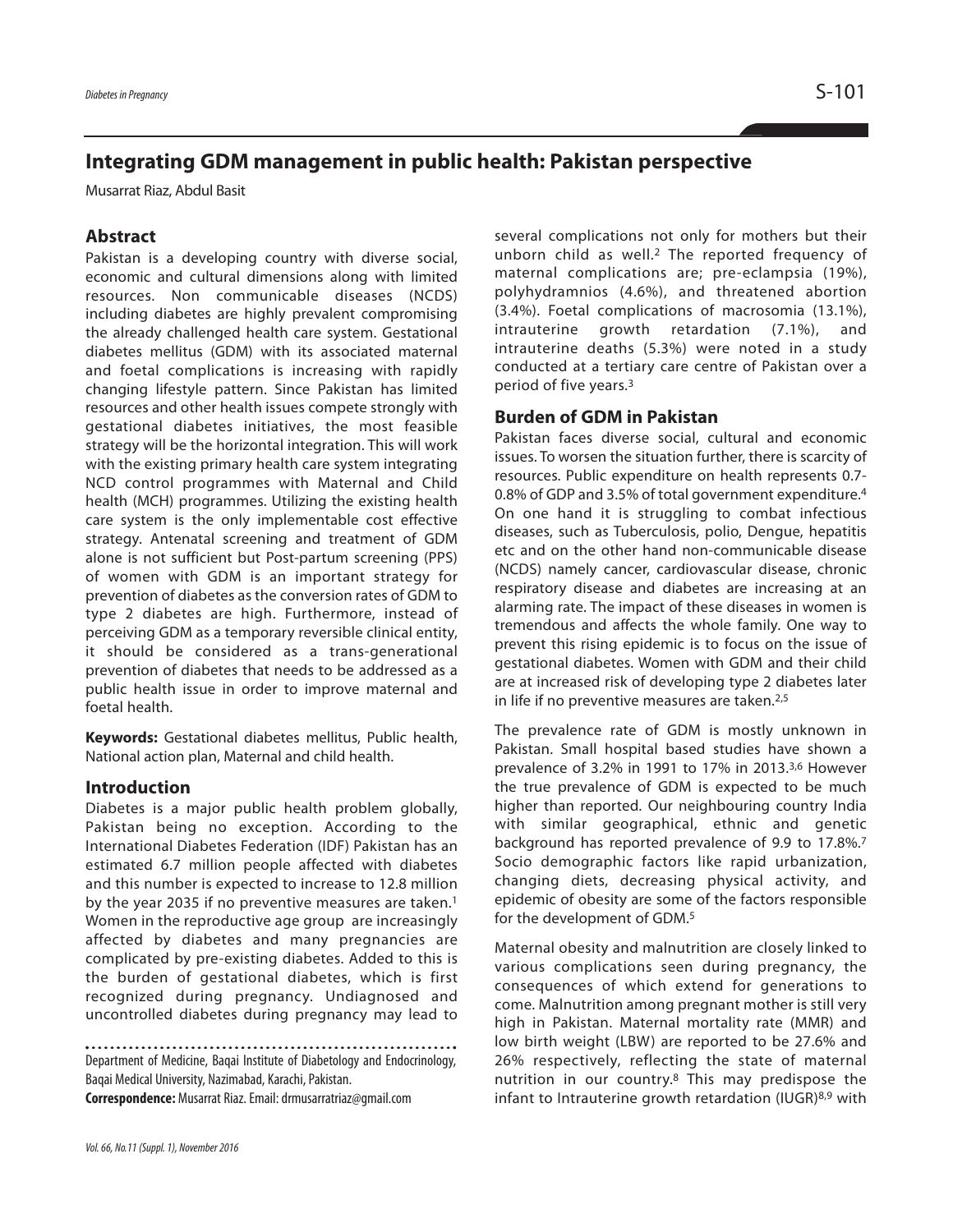# Integrating GDM management in public health: Pakistan perspective

Musarrat Riaz, Abdul Basit

## Abstract

Pakistan is a developing country with diverse social, economic and cultural dimensions along with limited resources. Non communicable diseases (NCDS) including diabetes are highly prevalent compromising the already challenged health care system. Gestational diabetes mellitus (GDM) with its associated maternal and foetal complications is increasing with rapidly changing lifestyle pattern. Since Pakistan has limited resources and other health issues compete strongly with gestational diabetes initiatives, the most feasible strategy will be the horizontal integration. This will work with the existing primary health care system integrating NCD control programmes with Maternal and Child health (MCH) programmes. Utilizing the existing health care system is the only implementable cost effective strategy. Antenatal screening and treatment of GDM alone is not sufficient but Post-partum screening (PPS) of women with GDM is an important strategy for prevention of diabetes as the conversion rates of GDM to type 2 diabetes are high. Furthermore, instead of perceiving GDM as a temporary reversible clinical entity, it should be considered as a trans-generational prevention of diabetes that needs to be addressed as a public health issue in order to improve maternal and foetal health.

**Keywords:** Gestational diabetes mellitus, Public health, National action plan, Maternal and child health.

## Introduction

Diabetes is a major public health problem globally, Pakistan being no exception. According to the International Diabetes Federation (IDF) Pakistan has an estimated 6.7 million people affected with diabetes and this number is expected to increase to 12.8 million by the year 2035 if no preventive measures are taken.[1] Women in the reproductive age group are increasingly affected by diabetes and many pregnancies are complicated by pre-existing diabetes. Added to this is the burden of gestational diabetes, which is first recognized during pregnancy. Undiagnosed and uncontrolled diabetes during pregnancy may lead to several complications not only for mothers but their unborn child as well.[2] The reported frequency of maternal complications are; pre-eclampsia (19%), polyhydramnios (4.6%), and threatened abortion (3.4%). Foetal complications of macrosomia (13.1%), intrauterine growth retardation (7.1%), and intrauterine deaths (5.3%) were noted in a study conducted at a tertiary care centre of Pakistan over a period of five years.[3]

Department of Medicine, Baqai Institute of Diabetology and Endocrinology, Baqai Medical University, Nazimabad, Karachi, Pakistan.

**Correspondence:** Musarrat Riaz. Email: drmusarratriaz@gmail.com

## Burden of GDM in Pakistan

Pakistan faces diverse social, cultural and economic issues. To worsen the situation further, there is scarcity of resources. Public expenditure on health represents 0.7-0.8% of GDP and 3.5% of total government expenditure.[4] On one hand it is struggling to combat infectious diseases, such as Tuberculosis, polio, Dengue, hepatitis etc and on the other hand non-communicable disease (NCDS) namely cancer, cardiovascular disease, chronic respiratory disease and diabetes are increasing at an alarming rate. The impact of these diseases in women is tremendous and affects the whole family. One way to prevent this rising epidemic is to focus on the issue of gestational diabetes. Women with GDM and their child are at increased risk of developing type 2 diabetes later in life if no preventive measures are taken.[2,5]

The prevalence rate of GDM is mostly unknown in Pakistan. Small hospital based studies have shown a prevalence of 3.2% in 1991 to 17% in 2013.[3,6] However the true prevalence of GDM is expected to be much higher than reported. Our neighbouring country India with similar geographical, ethnic and genetic background has reported prevalence of 9.9 to 17.8%.[7] Socio demographic factors like rapid urbanization, changing diets, decreasing physical activity, and epidemic of obesity are some of the factors responsible for the development of GDM.[5]

Maternal obesity and malnutrition are closely linked to various complications seen during pregnancy, the consequences of which extend for generations to come. Malnutrition among pregnant mother is still very high in Pakistan. Maternal mortality rate (MMR) and low birth weight (LBW) are reported to be 27.6% and 26% respectively, reflecting the state of maternal nutrition in our country.[8] This may predispose the infant to Intrauterine growth retardation (IUGR)[8,9] with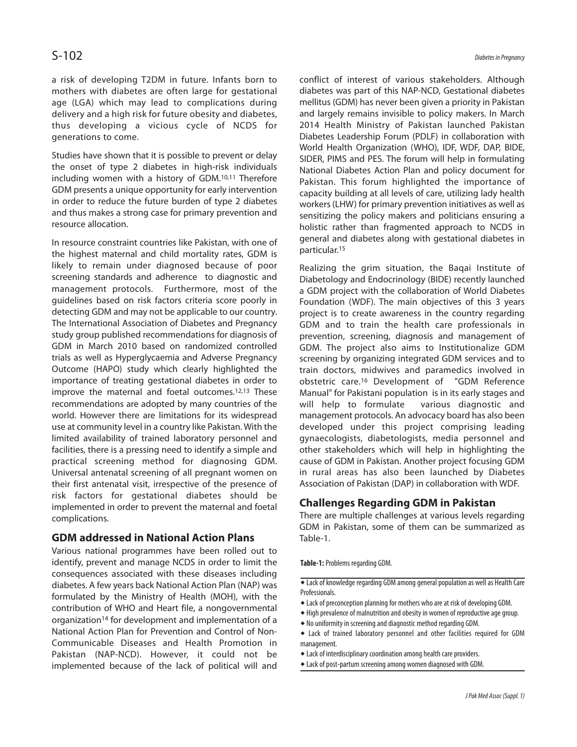a risk of developing T2DM in future. Infants born to mothers with diabetes are often large for gestational age (LGA) which may lead to complications during delivery and a high risk for future obesity and diabetes, thus developing a vicious cycle of NCDS for generations to come.

Studies have shown that it is possible to prevent or delay the onset of type 2 diabetes in high-risk individuals including women with a history of GDM.[10,11] Therefore GDM presents a unique opportunity for early intervention in order to reduce the future burden of type 2 diabetes and thus makes a strong case for primary prevention and resource allocation.

In resource constraint countries like Pakistan, with one of the highest maternal and child mortality rates, GDM is likely to remain under diagnosed because of poor screening standards and adherence to diagnostic and management protocols. Furthermore, most of the guidelines based on risk factors criteria score poorly in detecting GDM and may not be applicable to our country. The International Association of Diabetes and Pregnancy study group published recommendations for diagnosis of GDM in March 2010 based on randomized controlled trials as well as Hyperglycaemia and Adverse Pregnancy Outcome (HAPO) study which clearly highlighted the importance of treating gestational diabetes in order to improve the maternal and foetal outcomes.[12,13] These recommendations are adopted by many countries of the world. However there are limitations for its widespread use at community level in a country like Pakistan. With the limited availability of trained laboratory personnel and facilities, there is a pressing need to identify a simple and practical screening method for diagnosing GDM. Universal antenatal screening of all pregnant women on their first antenatal visit, irrespective of the presence of risk factors for gestational diabetes should be implemented in order to prevent the maternal and foetal complications.

## GDM addressed in National Action Plans

Various national programmes have been rolled out to identify, prevent and manage NCDS in order to limit the consequences associated with these diseases including diabetes. A few years back National Action Plan (NAP) was formulated by the Ministry of Health (MOH), with the contribution of WHO and Heart file, a nongovernmental organization[14] for development and implementation of a National Action Plan for Prevention and Control of Non-Communicable Diseases and Health Promotion in Pakistan (NAP-NCD). However, it could not be implemented because of the lack of political will and conflict of interest of various stakeholders. Although diabetes was part of this NAP-NCD, Gestational diabetes mellitus (GDM) has never been given a priority in Pakistan and largely remains invisible to policy makers. In March 2014 Health Ministry of Pakistan launched Pakistan Diabetes Leadership Forum (PDLF) in collaboration with World Health Organization (WHO), IDF, WDF, DAP, BIDE, SIDER, PIMS and PES. The forum will help in formulating National Diabetes Action Plan and policy document for Pakistan. This forum highlighted the importance of capacity building at all levels of care, utilizing lady health workers (LHW) for primary prevention initiatives as well as sensitizing the policy makers and politicians ensuring a holistic rather than fragmented approach to NCDS in general and diabetes along with gestational diabetes in particular.[15]

Realizing the grim situation, the Baqai Institute of Diabetology and Endocrinology (BIDE) recently launched a GDM project with the collaboration of World Diabetes Foundation (WDF). The main objectives of this 3 years project is to create awareness in the country regarding GDM and to train the health care professionals in prevention, screening, diagnosis and management of GDM. The project also aims to Institutionalize GDM screening by organizing integrated GDM services and to train doctors, midwives and paramedics involved in obstetric care.[16] Development of "GDM Reference Manual" for Pakistani population is in its early stages and will help to formulate various diagnostic and management protocols. An advocacy board has also been developed under this project comprising leading gynaecologists, diabetologists, media personnel and other stakeholders which will help in highlighting the cause of GDM in Pakistan. Another project focusing GDM in rural areas has also been launched by Diabetes Association of Pakistan (DAP) in collaboration with WDF.

## Challenges Regarding GDM in Pakistan

There are multiple challenges at various levels regarding GDM in Pakistan, some of them can be summarized as Table-1.

**Table-1:** Problems regarding GDM.

- Lack of knowledge regarding GDM among general population as well as Health Care Professionals.
- Lack of preconception planning for mothers who are at risk of developing GDM.
- High prevalence of malnutrition and obesity in women of reproductive age group.
- No uniformity in screening and diagnostic method regarding GDM.
- Lack of trained laboratory personnel and other facilities required for GDM management.
- Lack of interdisciplinary coordination among health care providers.
- Lack of post-partum screening among women diagnosed with GDM.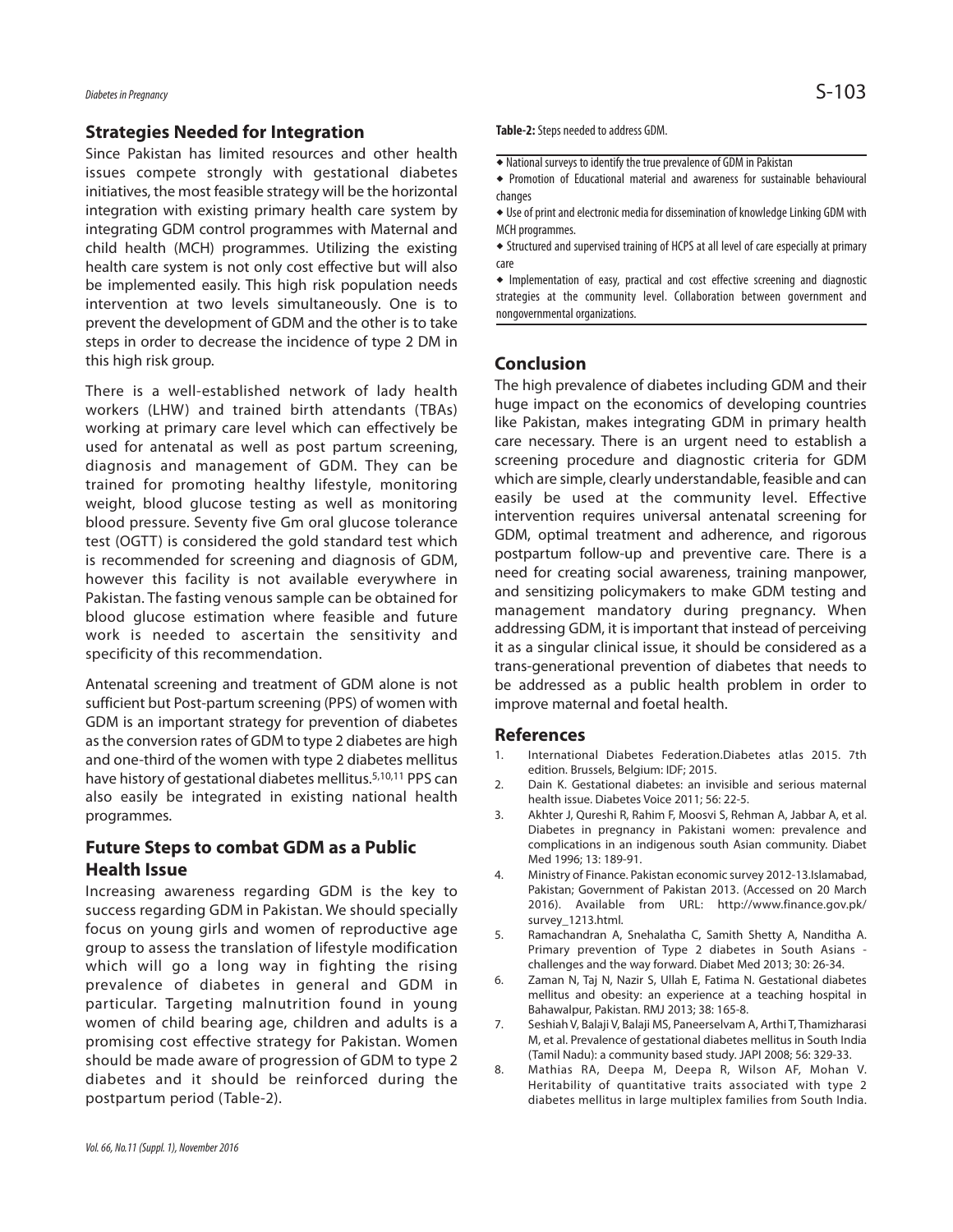## Strategies Needed for Integration

Since Pakistan has limited resources and other health issues compete strongly with gestational diabetes initiatives, the most feasible strategy will be the horizontal integration with existing primary health care system by integrating GDM control programmes with Maternal and child health (MCH) programmes. Utilizing the existing health care system is not only cost effective but will also be implemented easily. This high risk population needs intervention at two levels simultaneously. One is to prevent the development of GDM and the other is to take steps in order to decrease the incidence of type 2 DM in this high risk group.

There is a well-established network of lady health workers (LHW) and trained birth attendants (TBAs) working at primary care level which can effectively be used for antenatal as well as post partum screening, diagnosis and management of GDM. They can be trained for promoting healthy lifestyle, monitoring weight, blood glucose testing as well as monitoring blood pressure. Seventy five Gm oral glucose tolerance test (OGTT) is considered the gold standard test which is recommended for screening and diagnosis of GDM, however this facility is not available everywhere in Pakistan. The fasting venous sample can be obtained for blood glucose estimation where feasible and future work is needed to ascertain the sensitivity and specificity of this recommendation.

Antenatal screening and treatment of GDM alone is not sufficient but Post-partum screening (PPS) of women with GDM is an important strategy for prevention of diabetes as the conversion rates of GDM to type 2 diabetes are high and one-third of the women with type 2 diabetes mellitus have history of gestational diabetes mellitus.[5,10,11] PPS can also easily be integrated in existing national health programmes.

## Future Steps to combat GDM as a Public Health Issue

Increasing awareness regarding GDM is the key to success regarding GDM in Pakistan. We should specially focus on young girls and women of reproductive age group to assess the translation of lifestyle modification which will go a long way in fighting the rising prevalence of diabetes in general and GDM in particular. Targeting malnutrition found in young women of child bearing age, children and adults is a promising cost effective strategy for Pakistan. Women should be made aware of progression of GDM to type 2 diabetes and it should be reinforced during the postpartum period (Table-2).

**Table-2:** Steps needed to address GDM.

- National surveys to identify the true prevalence of GDM in Pakistan
- Promotion of Educational material and awareness for sustainable behavioural changes
- Use of print and electronic media for dissemination of knowledge Linking GDM with MCH programmes.
- Structured and supervised training of HCPS at all level of care especially at primary care
- Implementation of easy, practical and cost effective screening and diagnostic strategies at the community level. Collaboration between government and nongovernmental organizations.

## Conclusion

The high prevalence of diabetes including GDM and their huge impact on the economics of developing countries like Pakistan, makes integrating GDM in primary health care necessary. There is an urgent need to establish a screening procedure and diagnostic criteria for GDM which are simple, clearly understandable, feasible and can easily be used at the community level. Effective intervention requires universal antenatal screening for GDM, optimal treatment and adherence, and rigorous postpartum follow-up and preventive care. There is a need for creating social awareness, training manpower, and sensitizing policymakers to make GDM testing and management mandatory during pregnancy. When addressing GDM, it is important that instead of perceiving it as a singular clinical issue, it should be considered as a trans-generational prevention of diabetes that needs to be addressed as a public health problem in order to improve maternal and foetal health.

## References

1. International Diabetes Federation.Diabetes atlas 2015. 7th edition. Brussels, Belgium: IDF; 2015.
2. Dain K. Gestational diabetes: an invisible and serious maternal health issue. Diabetes Voice 2011; 56: 22-5.
3. Akhter J, Qureshi R, Rahim F, Moosvi S, Rehman A, Jabbar A, et al. Diabetes in pregnancy in Pakistani women: prevalence and complications in an indigenous south Asian community. Diabet Med 1996; 13: 189-91.
4. Ministry of Finance. Pakistan economic survey 2012-13.Islamabad, Pakistan; Government of Pakistan 2013. (Accessed on 20 March 2016). Available from URL: http://www.finance.gov.pk/survey_1213.html.
5. Ramachandran A, Snehalatha C, Samith Shetty A, Nanditha A. Primary prevention of Type 2 diabetes in South Asians - challenges and the way forward. Diabet Med 2013; 30: 26-34.
6. Zaman N, Taj N, Nazir S, Ullah E, Fatima N. Gestational diabetes mellitus and obesity: an experience at a teaching hospital in Bahawalpur, Pakistan. RMJ 2013; 38: 165-8.
7. Seshiah V, Balaji V, Balaji MS, Paneerselvam A, Arthi T, Thamizharasi M, et al. Prevalence of gestational diabetes mellitus in South India (Tamil Nadu): a community based study. JAPI 2008; 56: 329-33.
8. Mathias RA, Deepa M, Deepa R, Wilson AF, Mohan V. Heritability of quantitative traits associated with type 2 diabetes mellitus in large multiplex families from South India.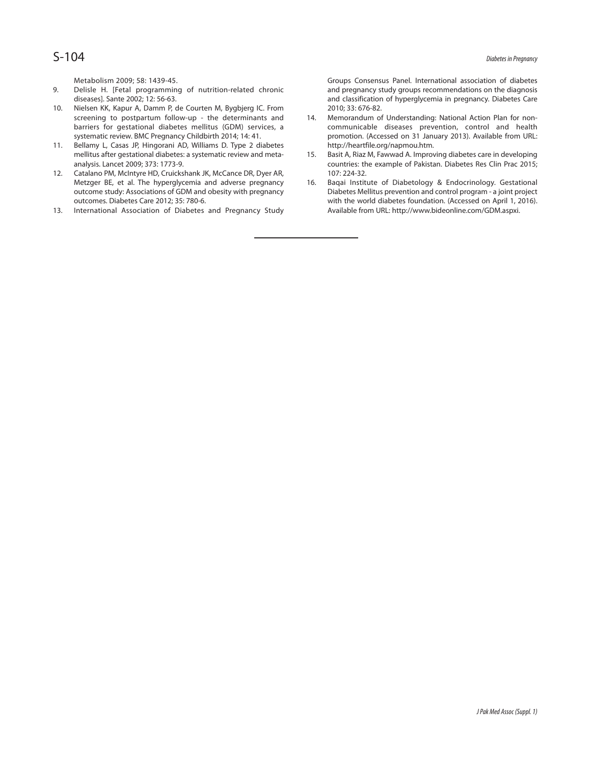Metabolism 2009; 58: 1439-45.

9. Delisle H. [Fetal programming of nutrition-related chronic diseases]. Sante 2002; 12: 56-63.
10. Nielsen KK, Kapur A, Damm P, de Courten M, Bygbjerg IC. From screening to postpartum follow-up - the determinants and barriers for gestational diabetes mellitus (GDM) services, a systematic review. BMC Pregnancy Childbirth 2014; 14: 41.
11. Bellamy L, Casas JP, Hingorani AD, Williams D. Type 2 diabetes mellitus after gestational diabetes: a systematic review and meta-analysis. Lancet 2009; 373: 1773-9.
12. Catalano PM, McIntyre HD, Cruickshank JK, McCance DR, Dyer AR, Metzger BE, et al. The hyperglycemia and adverse pregnancy outcome study: Associations of GDM and obesity with pregnancy outcomes. Diabetes Care 2012; 35: 780-6.
13. International Association of Diabetes and Pregnancy Study Groups Consensus Panel. International association of diabetes and pregnancy study groups recommendations on the diagnosis and classification of hyperglycemia in pregnancy. Diabetes Care 2010; 33: 676-82.
14. Memorandum of Understanding: National Action Plan for non-communicable diseases prevention, control and health promotion. (Accessed on 31 January 2013). Available from URL: http://heartfile.org/napmou.htm.
15. Basit A, Riaz M, Fawwad A. Improving diabetes care in developing countries: the example of Pakistan. Diabetes Res Clin Prac 2015; 107: 224-32.
16. Baqai Institute of Diabetology & Endocrinology. Gestational Diabetes Mellitus prevention and control program - a joint project with the world diabetes foundation. (Accessed on April 1, 2016). Available from URL: http://www.bideonline.com/GDM.aspxi.